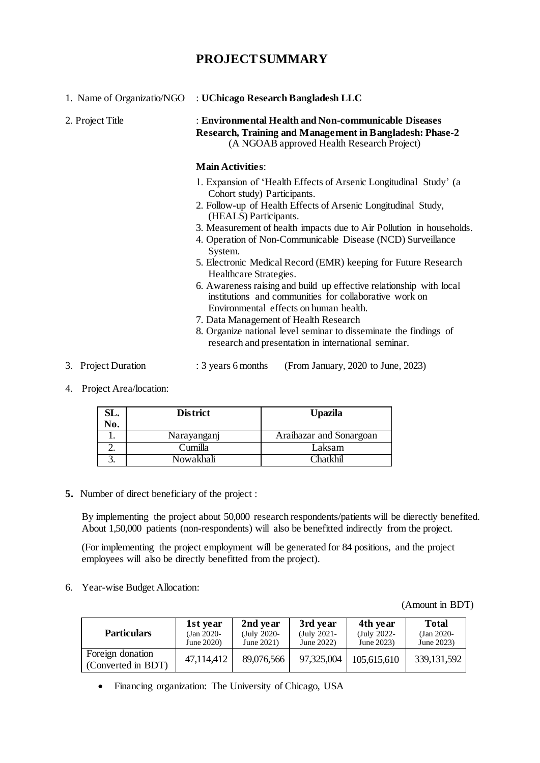# PROJECT SUMMARY

1. Name of Organizatio/NGO : **UChicago Research Bangladesh LLC**

2. Project Title : **Environmental Health and Non-communicable Diseases Research, Training and Management in Bangladesh: Phase-2**
   (A NGOAB approved Health Research Project)

   **Main Activities**:

   1. Expansion of 'Health Effects of Arsenic Longitudinal Study' (a Cohort study) Participants.
   2. Follow-up of Health Effects of Arsenic Longitudinal Study, (HEALS) Participants.
   3. Measurement of health impacts due to Air Pollution in households.
   4. Operation of Non-Communicable Disease (NCD) Surveillance System.
   5. Electronic Medical Record (EMR) keeping for Future Research Healthcare Strategies.
   6. Awareness raising and build up effective relationship with local institutions and communities for collaborative work on Environmental effects on human health.
   7. Data Management of Health Research
   8. Organize national level seminar to disseminate the findings of research and presentation in international seminar.

3. Project Duration : 3 years 6 months (From January, 2020 to June, 2023)

4. Project Area/location:

| SL. No. | District | Upazila |
|---|---|---|
| 1. | Narayanganj | Araihazar and Sonargoan |
| 2. | Cumilla | Laksam |
| 3. | Nowakhali | Chatkhil |

**5.** Number of direct beneficiary of the project :

By implementing the project about 50,000 research respondents/patients will be dierectly benefited. About 1,50,000 patients (non-respondents) will also be benefitted indirectly from the project.

(For implementing the project employment will be generated for 84 positions, and the project employees will also be directly benefitted from the project).

6. Year-wise Budget Allocation:

(Amount in BDT)

| Particulars | 1st year (Jan 2020- June 2020) | 2nd year (July 2020- June 2021) | 3rd year (July 2021- June 2022) | 4th year (July 2022- June 2023) | Total (Jan 2020- June 2023) |
|---|---|---|---|---|---|
| Foreign donation (Converted in BDT) | 47,114,412 | 89,076,566 | 97,325,004 | 105,615,610 | 339,131,592 |

- Financing organization: The University of Chicago, USA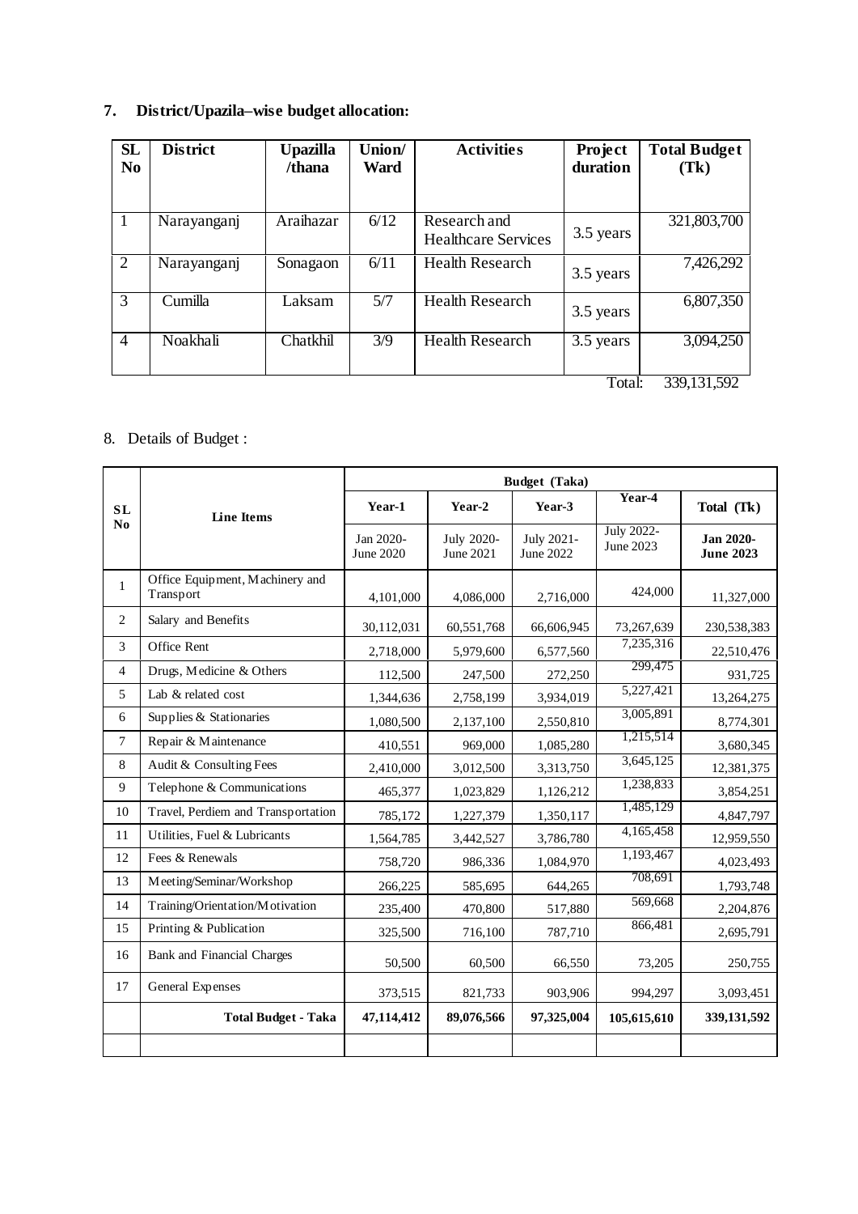## 7. District/Upazila–wise budget allocation:

| SL No | District | Upazilla /thana | Union/ Ward | Activities | Project duration | Total Budget (Tk) |
|---|---|---|---|---|---|---|
| 1 | Narayanganj | Araihazar | 6/12 | Research and Healthcare Services | 3.5 years | 321,803,700 |
| 2 | Narayanganj | Sonagaon | 6/11 | Health Research | 3.5 years | 7,426,292 |
| 3 | Cumilla | Laksam | 5/7 | Health Research | 3.5 years | 6,807,350 |
| 4 | Noakhali | Chatkhil | 3/9 | Health Research | 3.5 years | 3,094,250 |
| | | | | | Total: | 339,131,592 |

8. Details of Budget :

| SL No | Line Items | Budget (Taka) | | | | |
|---|---|---|---|---|---|---|
| | | Year-1 | Year-2 | Year-3 | Year-4 | Total (Tk) |
| | | Jan 2020-June 2020 | July 2020-June 2021 | July 2021-June 2022 | July 2022-June 2023 | **Jan 2020-June 2023** |
| 1 | Office Equipment, Machinery and Transport | 4,101,000 | 4,086,000 | 2,716,000 | 424,000 | 11,327,000 |
| 2 | Salary and Benefits | 30,112,031 | 60,551,768 | 66,606,945 | 73,267,639 | 230,538,383 |
| 3 | Office Rent | 2,718,000 | 5,979,600 | 6,577,560 | 7,235,316 | 22,510,476 |
| 4 | Drugs, Medicine & Others | 112,500 | 247,500 | 272,250 | 299,475 | 931,725 |
| 5 | Lab & related cost | 1,344,636 | 2,758,199 | 3,934,019 | 5,227,421 | 13,264,275 |
| 6 | Supplies & Stationaries | 1,080,500 | 2,137,100 | 2,550,810 | 3,005,891 | 8,774,301 |
| 7 | Repair & Maintenance | 410,551 | 969,000 | 1,085,280 | 1,215,514 | 3,680,345 |
| 8 | Audit & Consulting Fees | 2,410,000 | 3,012,500 | 3,313,750 | 3,645,125 | 12,381,375 |
| 9 | Telephone & Communications | 465,377 | 1,023,829 | 1,126,212 | 1,238,833 | 3,854,251 |
| 10 | Travel, Perdiem and Transportation | 785,172 | 1,227,379 | 1,350,117 | 1,485,129 | 4,847,797 |
| 11 | Utilities, Fuel & Lubricants | 1,564,785 | 3,442,527 | 3,786,780 | 4,165,458 | 12,959,550 |
| 12 | Fees & Renewals | 758,720 | 986,336 | 1,084,970 | 1,193,467 | 4,023,493 |
| 13 | Meeting/Seminar/Workshop | 266,225 | 585,695 | 644,265 | 708,691 | 1,793,748 |
| 14 | Training/Orientation/Motivation | 235,400 | 470,800 | 517,880 | 569,668 | 2,204,876 |
| 15 | Printing & Publication | 325,500 | 716,100 | 787,710 | 866,481 | 2,695,791 |
| 16 | Bank and Financial Charges | 50,500 | 60,500 | 66,550 | 73,205 | 250,755 |
| 17 | General Expenses | 373,515 | 821,733 | 903,906 | 994,297 | 3,093,451 |
| | **Total Budget - Taka** | **47,114,412** | **89,076,566** | **97,325,004** | **105,615,610** | **339,131,592** |
| | | | | | | |